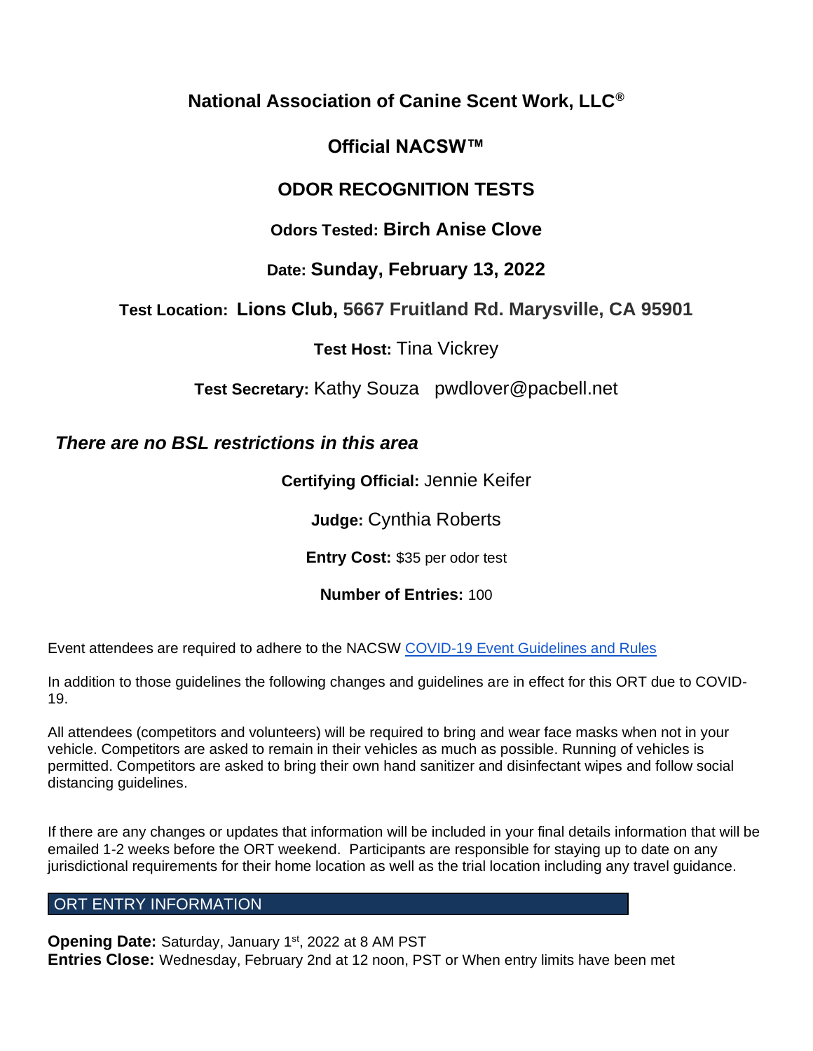# National Association of Canine Scent Work, LLC®

## Official NACSW™

## ODOR RECOGNITION TESTS

**Odors Tested: Birch Anise Clove**

**Date: Sunday, February 13, 2022**

**Test Location: Lions Club, 5667 Fruitland Rd. Marysville, CA 95901**

**Test Host:** Tina Vickrey

**Test Secretary:** Kathy Souza pwdlover@pacbell.net

***There are no BSL restrictions in this area***

**Certifying Official:** Jennie Keifer

**Judge:** Cynthia Roberts

**Entry Cost:** $35 per odor test

**Number of Entries:** 100

Event attendees are required to adhere to the NACSW COVID-19 Event Guidelines and Rules

In addition to those guidelines the following changes and guidelines are in effect for this ORT due to COVID-19.

All attendees (competitors and volunteers) will be required to bring and wear face masks when not in your vehicle. Competitors are asked to remain in their vehicles as much as possible. Running of vehicles is permitted. Competitors are asked to bring their own hand sanitizer and disinfectant wipes and follow social distancing guidelines.

If there are any changes or updates that information will be included in your final details information that will be emailed 1-2 weeks before the ORT weekend. Participants are responsible for staying up to date on any jurisdictional requirements for their home location as well as the trial location including any travel guidance.

## ORT ENTRY INFORMATION

**Opening Date:** Saturday, January 1st, 2022 at 8 AM PST
**Entries Close:** Wednesday, February 2nd at 12 noon, PST or When entry limits have been met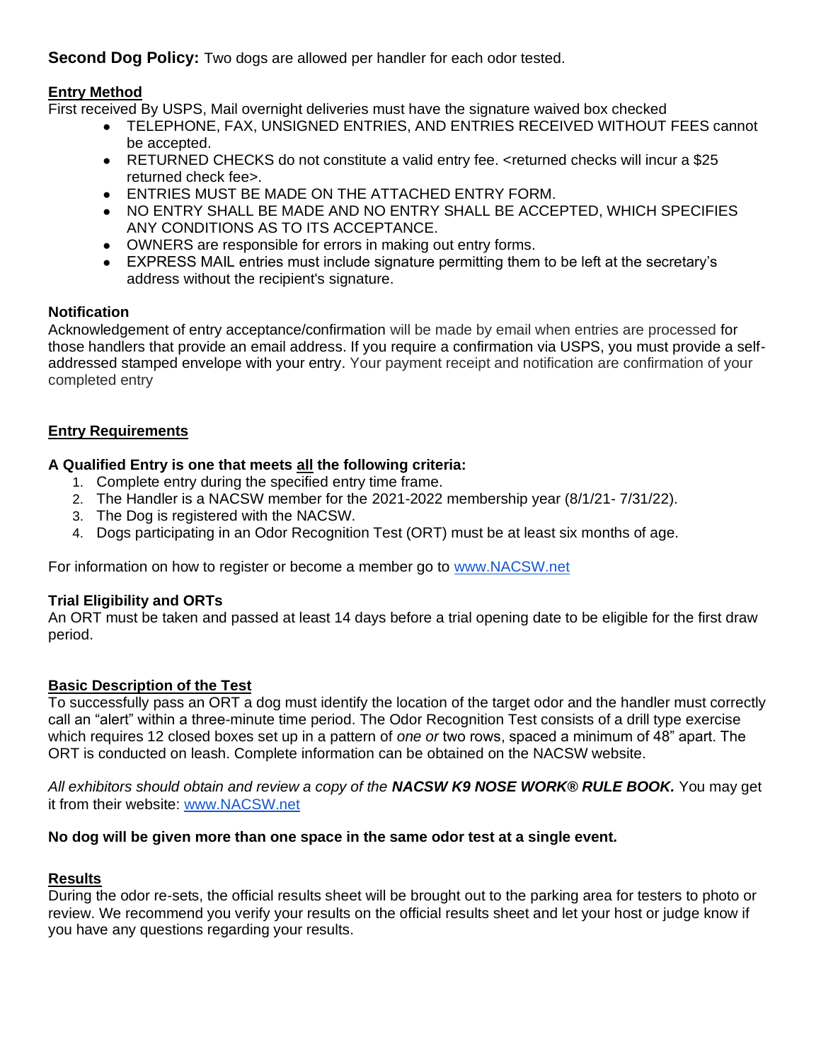**Second Dog Policy:** Two dogs are allowed per handler for each odor tested.

## Entry Method

First received By USPS, Mail overnight deliveries must have the signature waived box checked

- TELEPHONE, FAX, UNSIGNED ENTRIES, AND ENTRIES RECEIVED WITHOUT FEES cannot be accepted.
- RETURNED CHECKS do not constitute a valid entry fee. <returned checks will incur a $25 returned check fee>.
- ENTRIES MUST BE MADE ON THE ATTACHED ENTRY FORM.
- NO ENTRY SHALL BE MADE AND NO ENTRY SHALL BE ACCEPTED, WHICH SPECIFIES ANY CONDITIONS AS TO ITS ACCEPTANCE.
- OWNERS are responsible for errors in making out entry forms.
- EXPRESS MAIL entries must include signature permitting them to be left at the secretary's address without the recipient's signature.

## Notification

Acknowledgement of entry acceptance/confirmation will be made by email when entries are processed for those handlers that provide an email address. If you require a confirmation via USPS, you must provide a self-addressed stamped envelope with your entry. Your payment receipt and notification are confirmation of your completed entry

## Entry Requirements

**A Qualified Entry is one that meets all the following criteria:**

1. Complete entry during the specified entry time frame.
2. The Handler is a NACSW member for the 2021-2022 membership year (8/1/21- 7/31/22).
3. The Dog is registered with the NACSW.
4. Dogs participating in an Odor Recognition Test (ORT) must be at least six months of age.

For information on how to register or become a member go to www.NACSW.net

## Trial Eligibility and ORTs

An ORT must be taken and passed at least 14 days before a trial opening date to be eligible for the first draw period.

## Basic Description of the Test

To successfully pass an ORT a dog must identify the location of the target odor and the handler must correctly call an "alert" within a three-minute time period. The Odor Recognition Test consists of a drill type exercise which requires 12 closed boxes set up in a pattern of *one or* two rows, spaced a minimum of 48" apart. The ORT is conducted on leash. Complete information can be obtained on the NACSW website.

*All exhibitors should obtain and review a copy of the* ***NACSW K9 NOSE WORK® RULE BOOK.*** You may get it from their website: www.NACSW.net

**No dog will be given more than one space in the same odor test at a single event.**

## Results

During the odor re-sets, the official results sheet will be brought out to the parking area for testers to photo or review. We recommend you verify your results on the official results sheet and let your host or judge know if you have any questions regarding your results.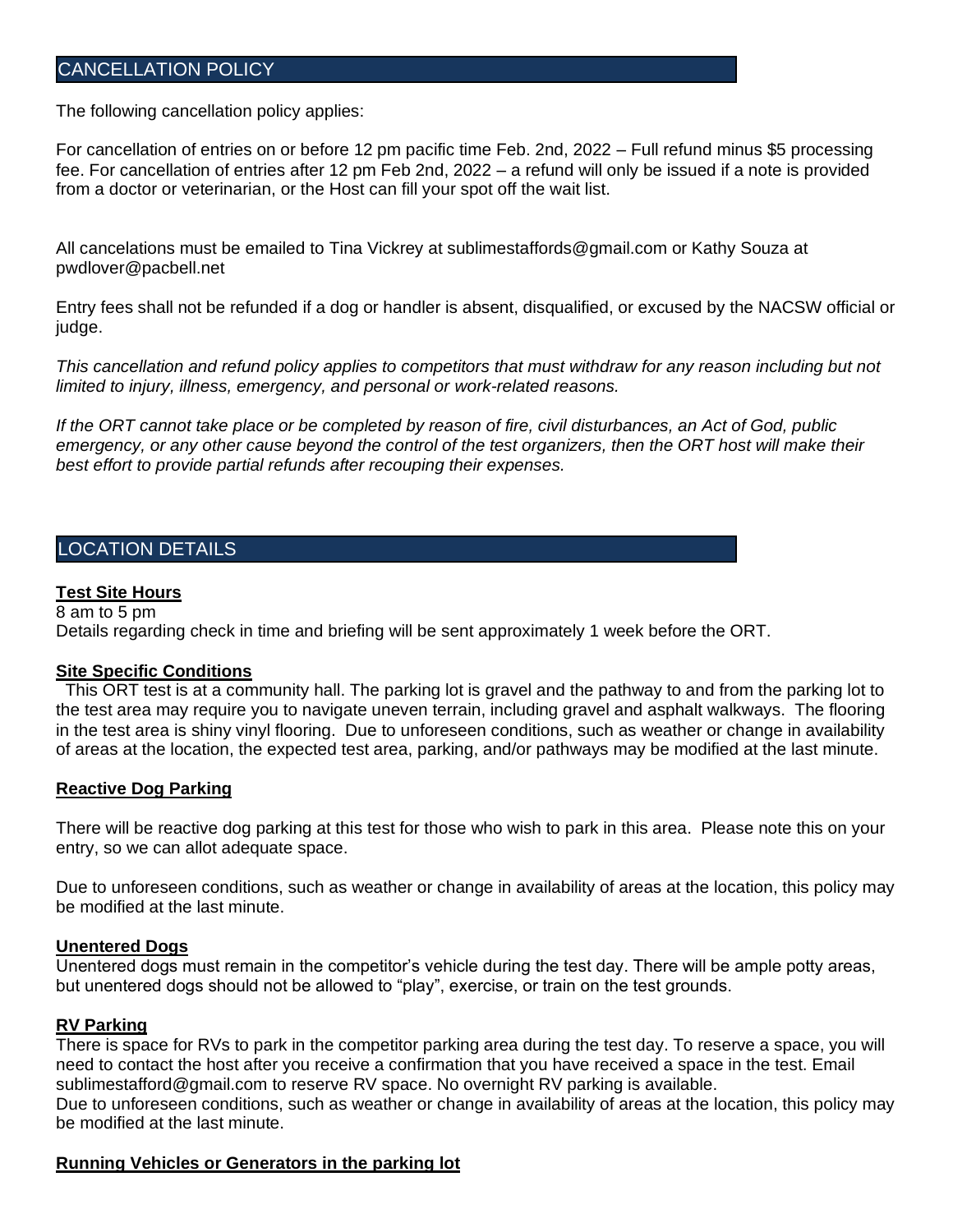## CANCELLATION POLICY

The following cancellation policy applies:

For cancellation of entries on or before 12 pm pacific time Feb. 2nd, 2022 – Full refund minus $5 processing fee. For cancellation of entries after 12 pm Feb 2nd, 2022 – a refund will only be issued if a note is provided from a doctor or veterinarian, or the Host can fill your spot off the wait list.

All cancelations must be emailed to Tina Vickrey at sublimestaffords@gmail.com or Kathy Souza at pwdlover@pacbell.net

Entry fees shall not be refunded if a dog or handler is absent, disqualified, or excused by the NACSW official or judge.

*This cancellation and refund policy applies to competitors that must withdraw for any reason including but not limited to injury, illness, emergency, and personal or work-related reasons.*

*If the ORT cannot take place or be completed by reason of fire, civil disturbances, an Act of God, public emergency, or any other cause beyond the control of the test organizers, then the ORT host will make their best effort to provide partial refunds after recouping their expenses.*

## LOCATION DETAILS

**Test Site Hours**

8 am to 5 pm

Details regarding check in time and briefing will be sent approximately 1 week before the ORT.

**Site Specific Conditions**

This ORT test is at a community hall. The parking lot is gravel and the pathway to and from the parking lot to the test area may require you to navigate uneven terrain, including gravel and asphalt walkways. The flooring in the test area is shiny vinyl flooring. Due to unforeseen conditions, such as weather or change in availability of areas at the location, the expected test area, parking, and/or pathways may be modified at the last minute.

**Reactive Dog Parking**

There will be reactive dog parking at this test for those who wish to park in this area. Please note this on your entry, so we can allot adequate space.

Due to unforeseen conditions, such as weather or change in availability of areas at the location, this policy may be modified at the last minute.

**Unentered Dogs**

Unentered dogs must remain in the competitor's vehicle during the test day. There will be ample potty areas, but unentered dogs should not be allowed to "play", exercise, or train on the test grounds.

**RV Parking**

There is space for RVs to park in the competitor parking area during the test day. To reserve a space, you will need to contact the host after you receive a confirmation that you have received a space in the test. Email sublimestafford@gmail.com to reserve RV space. No overnight RV parking is available.

Due to unforeseen conditions, such as weather or change in availability of areas at the location, this policy may be modified at the last minute.

**Running Vehicles or Generators in the parking lot**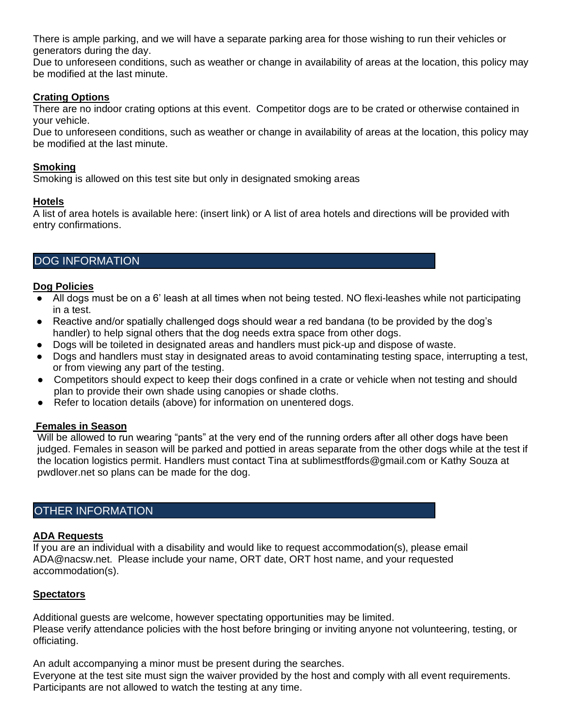There is ample parking, and we will have a separate parking area for those wishing to run their vehicles or generators during the day.
Due to unforeseen conditions, such as weather or change in availability of areas at the location, this policy may be modified at the last minute.

**Crating Options**

There are no indoor crating options at this event. Competitor dogs are to be crated or otherwise contained in your vehicle.
Due to unforeseen conditions, such as weather or change in availability of areas at the location, this policy may be modified at the last minute.

**Smoking**

Smoking is allowed on this test site but only in designated smoking areas

**Hotels**

A list of area hotels is available here: (insert link) or A list of area hotels and directions will be provided with entry confirmations.

## DOG INFORMATION

**Dog Policies**

- All dogs must be on a 6' leash at all times when not being tested. NO flexi-leashes while not participating in a test.
- Reactive and/or spatially challenged dogs should wear a red bandana (to be provided by the dog's handler) to help signal others that the dog needs extra space from other dogs.
- Dogs will be toileted in designated areas and handlers must pick-up and dispose of waste.
- Dogs and handlers must stay in designated areas to avoid contaminating testing space, interrupting a test, or from viewing any part of the testing.
- Competitors should expect to keep their dogs confined in a crate or vehicle when not testing and should plan to provide their own shade using canopies or shade cloths.
- Refer to location details (above) for information on unentered dogs.

**Females in Season**

Will be allowed to run wearing "pants" at the very end of the running orders after all other dogs have been judged. Females in season will be parked and pottied in areas separate from the other dogs while at the test if the location logistics permit. Handlers must contact Tina at sublimestffords@gmail.com or Kathy Souza at pwdlover.net so plans can be made for the dog.

## OTHER INFORMATION

**ADA Requests**

If you are an individual with a disability and would like to request accommodation(s), please email ADA@nacsw.net. Please include your name, ORT date, ORT host name, and your requested accommodation(s).

**Spectators**

Additional guests are welcome, however spectating opportunities may be limited.
Please verify attendance policies with the host before bringing or inviting anyone not volunteering, testing, or officiating.

An adult accompanying a minor must be present during the searches.
Everyone at the test site must sign the waiver provided by the host and comply with all event requirements.
Participants are not allowed to watch the testing at any time.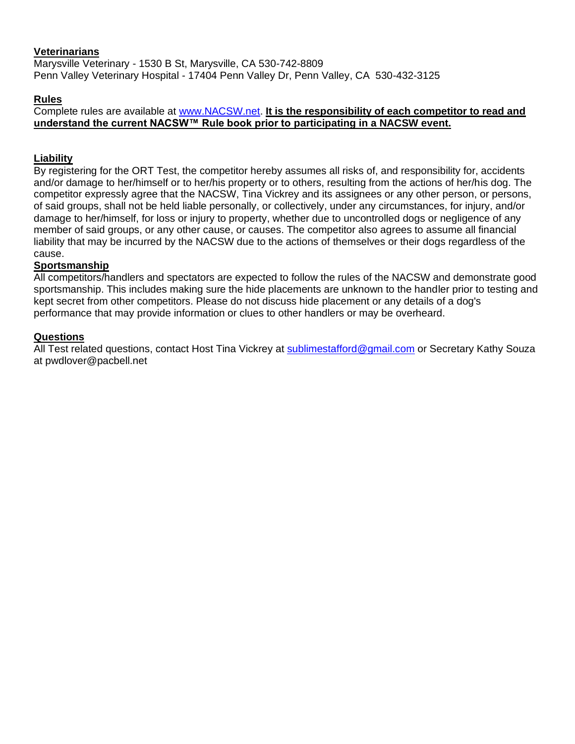**Veterinarians**

Marysville Veterinary - 1530 B St, Marysville, CA 530-742-8809
Penn Valley Veterinary Hospital - 17404 Penn Valley Dr, Penn Valley, CA 530-432-3125

**Rules**

Complete rules are available at www.NACSW.net. **It is the responsibility of each competitor to read and understand the current NACSW™ Rule book prior to participating in a NACSW event.**

**Liability**

By registering for the ORT Test, the competitor hereby assumes all risks of, and responsibility for, accidents and/or damage to her/himself or to her/his property or to others, resulting from the actions of her/his dog. The competitor expressly agree that the NACSW, Tina Vickrey and its assignees or any other person, or persons, of said groups, shall not be held liable personally, or collectively, under any circumstances, for injury, and/or damage to her/himself, for loss or injury to property, whether due to uncontrolled dogs or negligence of any member of said groups, or any other cause, or causes. The competitor also agrees to assume all financial liability that may be incurred by the NACSW due to the actions of themselves or their dogs regardless of the cause.

**Sportsmanship**

All competitors/handlers and spectators are expected to follow the rules of the NACSW and demonstrate good sportsmanship. This includes making sure the hide placements are unknown to the handler prior to testing and kept secret from other competitors. Please do not discuss hide placement or any details of a dog's performance that may provide information or clues to other handlers or may be overheard.

**Questions**

All Test related questions, contact Host Tina Vickrey at sublimestafford@gmail.com or Secretary Kathy Souza at pwdlover@pacbell.net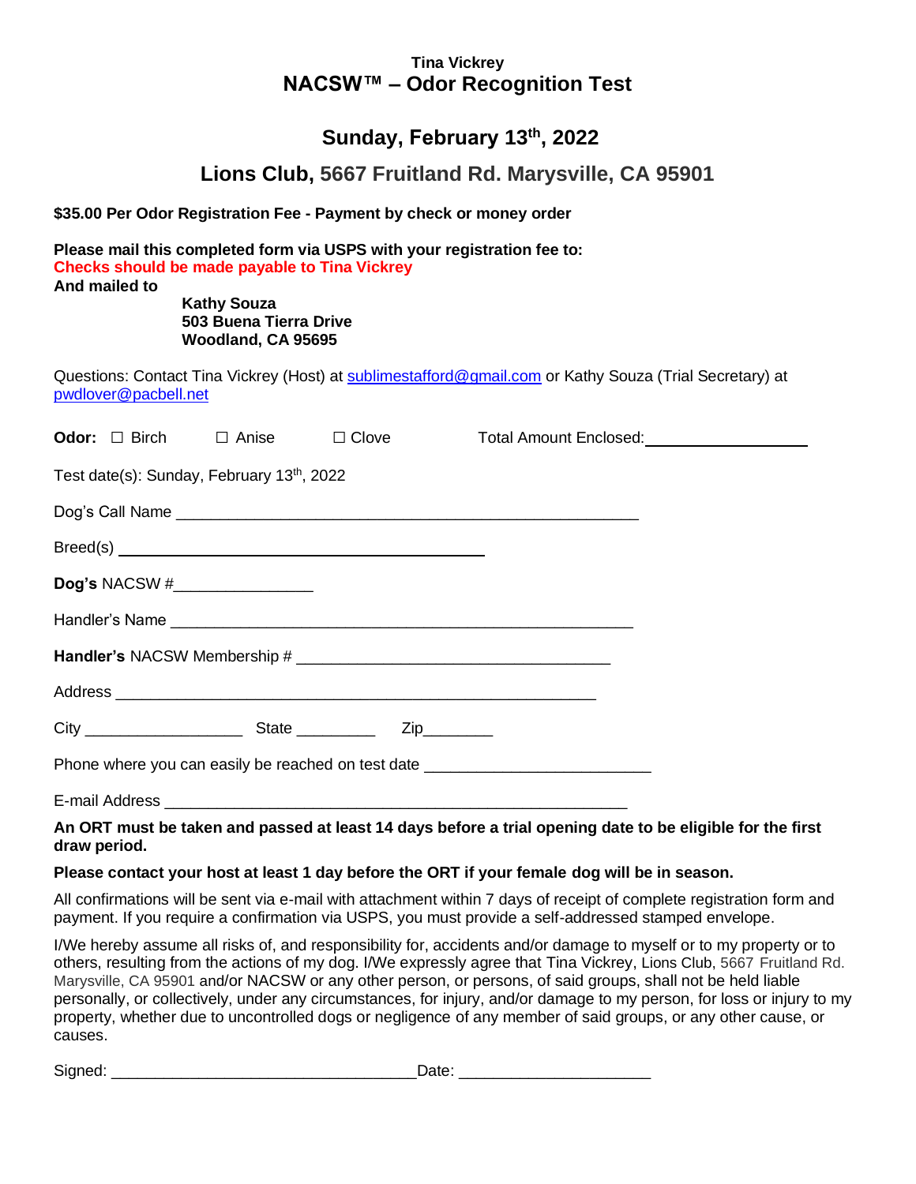**Tina Vickrey**

# NACSW™ – Odor Recognition Test

## Sunday, February 13th, 2022

## Lions Club, 5667 Fruitland Rd. Marysville, CA 95901

**$35.00 Per Odor Registration Fee - Payment by check or money order**

**Please mail this completed form via USPS with your registration fee to:**
**Checks should be made payable to Tina Vickrey**
**And mailed to**

**Kathy Souza**
**503 Buena Tierra Drive**
**Woodland, CA 95695**

Questions: Contact Tina Vickrey (Host) at sublimestafford@gmail.com or Kathy Souza (Trial Secretary) at pwdlover@pacbell.net

**Odor:** ☐ Birch ☐ Anise ☐ Clove Total Amount Enclosed: ____________________

Test date(s): Sunday, February 13th, 2022

Dog's Call Name ______________________________________________________

Breed(s) ___________________________________________

**Dog's** NACSW #________________

Handler's Name ______________________________________________________

**Handler's** NACSW Membership # ____________________________________

Address ________________________________________________________

City __________________ State _________ Zip________

Phone where you can easily be reached on test date __________________________

E-mail Address ______________________________________________________

**An ORT must be taken and passed at least 14 days before a trial opening date to be eligible for the first draw period.**

**Please contact your host at least 1 day before the ORT if your female dog will be in season.**

All confirmations will be sent via e-mail with attachment within 7 days of receipt of complete registration form and payment. If you require a confirmation via USPS, you must provide a self-addressed stamped envelope.

I/We hereby assume all risks of, and responsibility for, accidents and/or damage to myself or to my property or to others, resulting from the actions of my dog. I/We expressly agree that Tina Vickrey, Lions Club, 5667 Fruitland Rd. Marysville, CA 95901 and/or NACSW or any other person, or persons, of said groups, shall not be held liable personally, or collectively, under any circumstances, for injury, and/or damage to my person, for loss or injury to my property, whether due to uncontrolled dogs or negligence of any member of said groups, or any other cause, or causes.

Signed: ___________________________________Date: ______________________